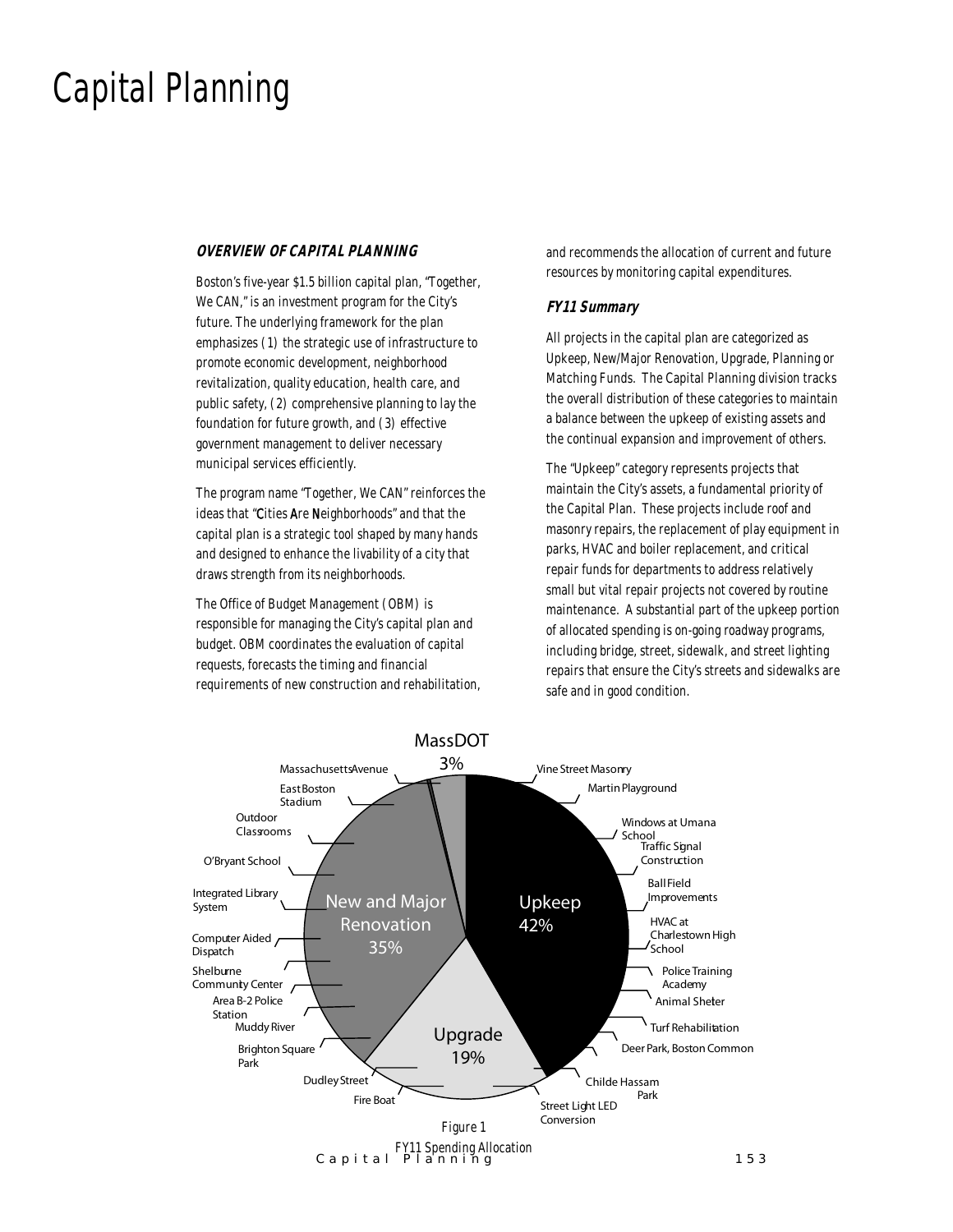# Capital Planning

### OVERVIEW OF CAPITAL PLANNING

Boston's five-year $1.5 billion capital plan, "Together, We CAN," is an investment program for the City's future. The underlying framework for the plan emphasizes (1) the strategic use of infrastructure to promote economic development, neighborhood revitalization, quality education, health care, and public safety, (2) comprehensive planning to lay the foundation for future growth, and (3) effective government management to deliver necessary municipal services efficiently.

The program name "Together, We CAN" reinforces the ideas that "**C**ities **A**re **N**eighborhoods" and that the capital plan is a strategic tool shaped by many hands and designed to enhance the livability of a city that draws strength from its neighborhoods.

The Office of Budget Management (OBM) is responsible for managing the City's capital plan and budget. OBM coordinates the evaluation of capital requests, forecasts the timing and financial requirements of new construction and rehabilitation, and recommends the allocation of current and future resources by monitoring capital expenditures.

#### FY11 Summary

All projects in the capital plan are categorized as Upkeep, New/Major Renovation, Upgrade, Planning or Matching Funds. The Capital Planning division tracks the overall distribution of these categories to maintain a balance between the upkeep of existing assets and the continual expansion and improvement of others.

The "Upkeep" category represents projects that maintain the City's assets, a fundamental priority of the Capital Plan. These projects include roof and masonry repairs, the replacement of play equipment in parks, HVAC and boiler replacement, and critical repair funds for departments to address relatively small but vital repair projects not covered by routine maintenance. A substantial part of the upkeep portion of allocated spending is on-going roadway programs, including bridge, street, sidewalk, and street lighting repairs that ensure the City's streets and sidewalks are safe and in good condition.

MassDOT 3%

Upkeep 42%

New and Major Renovation 35%

Upgrade 19%

Massachusetts Avenue, East Boston Stadium, Outdoor Classrooms, O'Bryant School, Integrated Library System, Computer Aided Dispatch, Shelburne Community Center, Area B-2 Police Station, Muddy River, Brighton Square Park, Dudley Street, Fire Boat, Street Light LED Conversion, Childe Hassam Park, Deer Park, Boston Common, Turf Rehabilitation, Animal Shelter, Police Training Academy, HVAC at Charlestown High School, Ball Field Improvements, Traffic Signal Construction, Windows at Umana School, Martin Playground, Vine Street Masonry

*Figure 1*

*FY11 Spending Allocation*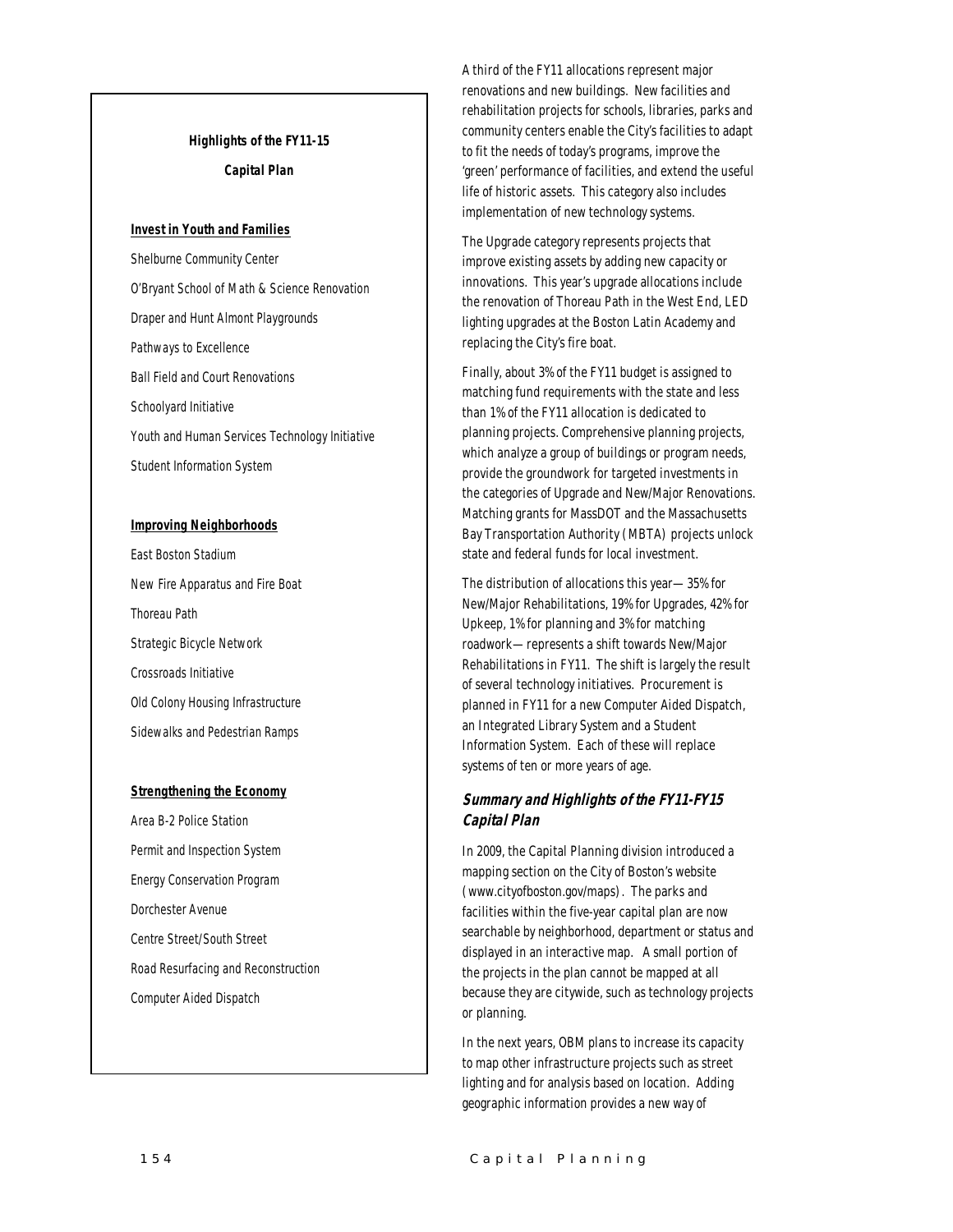**Highlights of the FY11-15**

**Capital Plan**

**Invest in Youth and Families**

Shelburne Community Center

O'Bryant School of Math & Science Renovation

Draper and Hunt Almont Playgrounds

Pathways to Excellence

Ball Field and Court Renovations

Schoolyard Initiative

Youth and Human Services Technology Initiative

Student Information System

**Improving Neighborhoods**

East Boston Stadium

New Fire Apparatus and Fire Boat

Thoreau Path

Strategic Bicycle Network

Crossroads Initiative

Old Colony Housing Infrastructure

Sidewalks and Pedestrian Ramps

**Strengthening the Economy**

Area B-2 Police Station

Permit and Inspection System

Energy Conservation Program

Dorchester Avenue

Centre Street/South Street

Road Resurfacing and Reconstruction

Computer Aided Dispatch

A third of the FY11 allocations represent major renovations and new buildings. New facilities and rehabilitation projects for schools, libraries, parks and community centers enable the City's facilities to adapt to fit the needs of today's programs, improve the 'green' performance of facilities, and extend the useful life of historic assets. This category also includes implementation of new technology systems.

The Upgrade category represents projects that improve existing assets by adding new capacity or innovations. This year's upgrade allocations include the renovation of Thoreau Path in the West End, LED lighting upgrades at the Boston Latin Academy and replacing the City's fire boat.

Finally, about 3% of the FY11 budget is assigned to matching fund requirements with the state and less than 1% of the FY11 allocation is dedicated to planning projects. Comprehensive planning projects, which analyze a group of buildings or program needs, provide the groundwork for targeted investments in the categories of Upgrade and New/Major Renovations. Matching grants for MassDOT and the Massachusetts Bay Transportation Authority (MBTA) projects unlock state and federal funds for local investment.

The distribution of allocations this year—35% for New/Major Rehabilitations, 19% for Upgrades, 42% for Upkeep, 1% for planning and 3% for matching roadwork—represents a shift towards New/Major Rehabilitations in FY11. The shift is largely the result of several technology initiatives. Procurement is planned in FY11 for a new Computer Aided Dispatch, an Integrated Library System and a Student Information System. Each of these will replace systems of ten or more years of age.

## Summary and Highlights of the FY11-FY15 Capital Plan

In 2009, the Capital Planning division introduced a mapping section on the City of Boston's website (www.cityofboston.gov/maps). The parks and facilities within the five-year capital plan are now searchable by neighborhood, department or status and displayed in an interactive map. A small portion of the projects in the plan cannot be mapped at all because they are citywide, such as technology projects or planning.

In the next years, OBM plans to increase its capacity to map other infrastructure projects such as street lighting and for analysis based on location. Adding geographic information provides a new way of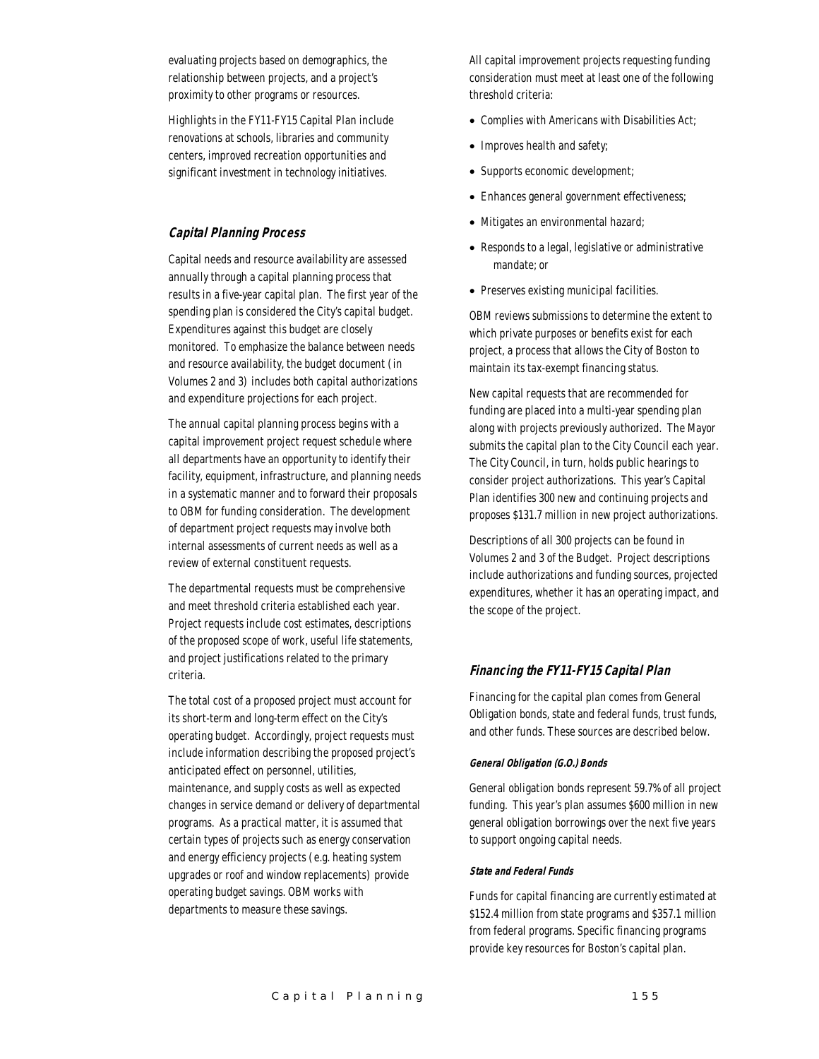evaluating projects based on demographics, the relationship between projects, and a project's proximity to other programs or resources.

Highlights in the FY11-FY15 Capital Plan include renovations at schools, libraries and community centers, improved recreation opportunities and significant investment in technology initiatives.

### *Capital Planning Process*

Capital needs and resource availability are assessed annually through a capital planning process that results in a five-year capital plan. The first year of the spending plan is considered the City's capital budget. Expenditures against this budget are closely monitored. To emphasize the balance between needs and resource availability, the budget document (in Volumes 2 and 3) includes both capital authorizations and expenditure projections for each project.

The annual capital planning process begins with a capital improvement project request schedule where all departments have an opportunity to identify their facility, equipment, infrastructure, and planning needs in a systematic manner and to forward their proposals to OBM for funding consideration. The development of department project requests may involve both internal assessments of current needs as well as a review of external constituent requests.

The departmental requests must be comprehensive and meet threshold criteria established each year. Project requests include cost estimates, descriptions of the proposed scope of work, useful life statements, and project justifications related to the primary criteria.

The total cost of a proposed project must account for its short-term and long-term effect on the City's operating budget. Accordingly, project requests must include information describing the proposed project's anticipated effect on personnel, utilities, maintenance, and supply costs as well as expected changes in service demand or delivery of departmental programs. As a practical matter, it is assumed that certain types of projects such as energy conservation and energy efficiency projects (e.g. heating system upgrades or roof and window replacements) provide operating budget savings. OBM works with departments to measure these savings.

All capital improvement projects requesting funding consideration must meet at least one of the following threshold criteria:

- Complies with Americans with Disabilities Act;
- Improves health and safety;
- Supports economic development;
- Enhances general government effectiveness;
- Mitigates an environmental hazard;
- Responds to a legal, legislative or administrative mandate; or
- Preserves existing municipal facilities.

OBM reviews submissions to determine the extent to which private purposes or benefits exist for each project, a process that allows the City of Boston to maintain its tax-exempt financing status.

New capital requests that are recommended for funding are placed into a multi-year spending plan along with projects previously authorized. The Mayor submits the capital plan to the City Council each year. The City Council, in turn, holds public hearings to consider project authorizations. This year's Capital Plan identifies 300 new and continuing projects and proposes $131.7 million in new project authorizations.

Descriptions of all 300 projects can be found in Volumes 2 and 3 of the Budget. Project descriptions include authorizations and funding sources, projected expenditures, whether it has an operating impact, and the scope of the project.

### *Financing the FY11-FY15 Capital Plan*

Financing for the capital plan comes from General Obligation bonds, state and federal funds, trust funds, and other funds. These sources are described below.

#### *General Obligation (G.O.) Bonds*

General obligation bonds represent 59.7% of all project funding. This year's plan assumes $600 million in new general obligation borrowings over the next five years to support ongoing capital needs.

#### *State and Federal Funds*

Funds for capital financing are currently estimated at $152.4 million from state programs and $357.1 million from federal programs. Specific financing programs provide key resources for Boston's capital plan.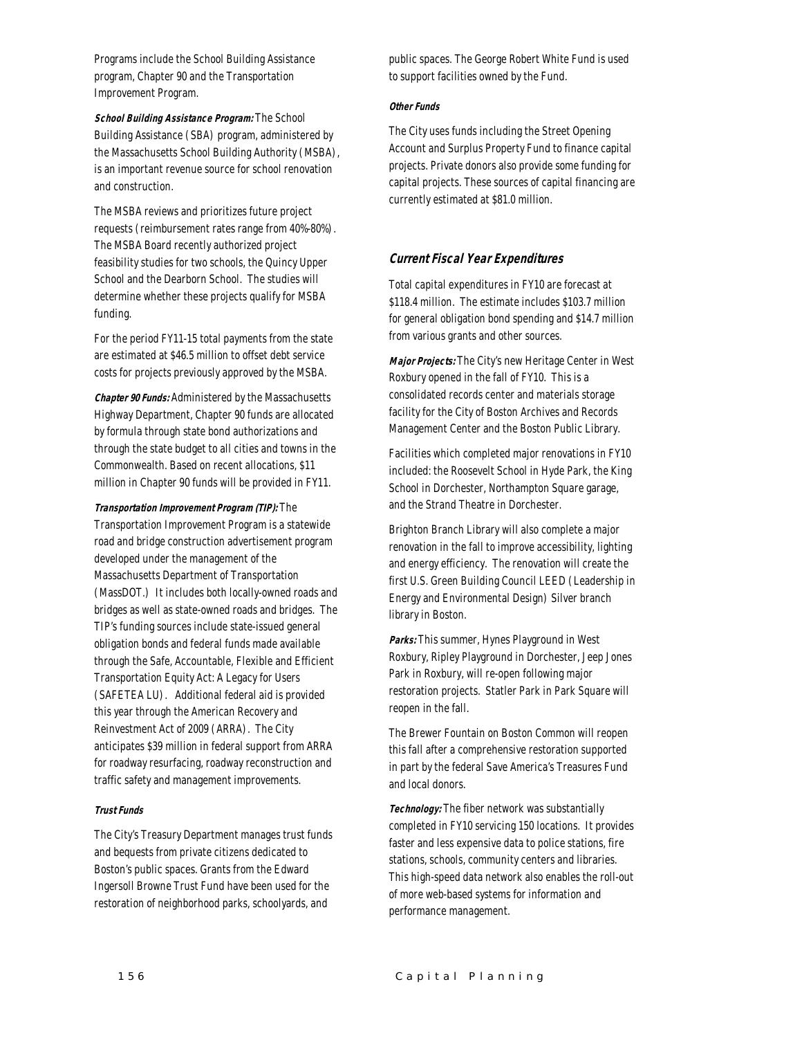Programs include the School Building Assistance program, Chapter 90 and the Transportation Improvement Program.

***School Building Assistance Program:*** The School Building Assistance (SBA) program, administered by the Massachusetts School Building Authority (MSBA), is an important revenue source for school renovation and construction.

The MSBA reviews and prioritizes future project requests (reimbursement rates range from 40%-80%). The MSBA Board recently authorized project feasibility studies for two schools, the Quincy Upper School and the Dearborn School. The studies will determine whether these projects qualify for MSBA funding.

For the period FY11-15 total payments from the state are estimated at $46.5 million to offset debt service costs for projects previously approved by the MSBA.

***Chapter 90 Funds:*** Administered by the Massachusetts Highway Department, Chapter 90 funds are allocated by formula through state bond authorizations and through the state budget to all cities and towns in the Commonwealth. Based on recent allocations, $11 million in Chapter 90 funds will be provided in FY11.

***Transportation Improvement Program (TIP):*** The Transportation Improvement Program is a statewide road and bridge construction advertisement program developed under the management of the Massachusetts Department of Transportation (MassDOT.) It includes both locally-owned roads and bridges as well as state-owned roads and bridges. The TIP's funding sources include state-issued general obligation bonds and federal funds made available through the Safe, Accountable, Flexible and Efficient Transportation Equity Act: A Legacy for Users (SAFETEA LU). Additional federal aid is provided this year through the American Recovery and Reinvestment Act of 2009 (ARRA). The City anticipates $39 million in federal support from ARRA for roadway resurfacing, roadway reconstruction and traffic safety and management improvements.

#### *Trust Funds*

The City's Treasury Department manages trust funds and bequests from private citizens dedicated to Boston's public spaces. Grants from the Edward Ingersoll Browne Trust Fund have been used for the restoration of neighborhood parks, schoolyards, and public spaces. The George Robert White Fund is used to support facilities owned by the Fund.

#### *Other Funds*

The City uses funds including the Street Opening Account and Surplus Property Fund to finance capital projects. Private donors also provide some funding for capital projects. These sources of capital financing are currently estimated at $81.0 million.

### *Current Fiscal Year Expenditures*

Total capital expenditures in FY10 are forecast at $118.4 million. The estimate includes $103.7 million for general obligation bond spending and $14.7 million from various grants and other sources.

***Major Projects:*** The City's new Heritage Center in West Roxbury opened in the fall of FY10. This is a consolidated records center and materials storage facility for the City of Boston Archives and Records Management Center and the Boston Public Library.

Facilities which completed major renovations in FY10 included: the Roosevelt School in Hyde Park, the King School in Dorchester, Northampton Square garage, and the Strand Theatre in Dorchester.

Brighton Branch Library will also complete a major renovation in the fall to improve accessibility, lighting and energy efficiency. The renovation will create the first U.S. Green Building Council LEED (Leadership in Energy and Environmental Design) Silver branch library in Boston.

***Parks:*** This summer, Hynes Playground in West Roxbury, Ripley Playground in Dorchester, Jeep Jones Park in Roxbury, will re-open following major restoration projects. Statler Park in Park Square will reopen in the fall.

The Brewer Fountain on Boston Common will reopen this fall after a comprehensive restoration supported in part by the federal Save America's Treasures Fund and local donors.

***Technology:*** The fiber network was substantially completed in FY10 servicing 150 locations. It provides faster and less expensive data to police stations, fire stations, schools, community centers and libraries. This high-speed data network also enables the roll-out of more web-based systems for information and performance management.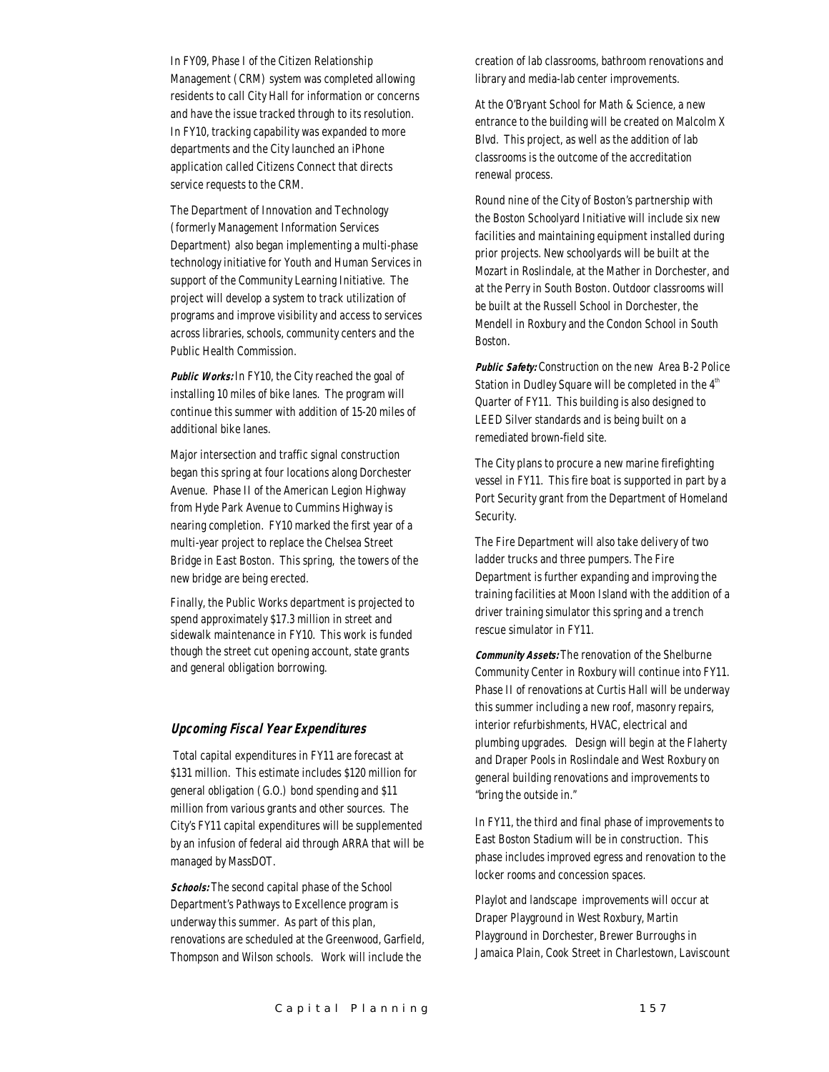In FY09, Phase I of the Citizen Relationship Management (CRM) system was completed allowing residents to call City Hall for information or concerns and have the issue tracked through to its resolution. In FY10, tracking capability was expanded to more departments and the City launched an iPhone application called Citizens Connect that directs service requests to the CRM.

The Department of Innovation and Technology (formerly Management Information Services Department) also began implementing a multi-phase technology initiative for Youth and Human Services in support of the Community Learning Initiative. The project will develop a system to track utilization of programs and improve visibility and access to services across libraries, schools, community centers and the Public Health Commission.

***Public Works:*** In FY10, the City reached the goal of installing 10 miles of bike lanes. The program will continue this summer with addition of 15-20 miles of additional bike lanes.

Major intersection and traffic signal construction began this spring at four locations along Dorchester Avenue. Phase II of the American Legion Highway from Hyde Park Avenue to Cummins Highway is nearing completion. FY10 marked the first year of a multi-year project to replace the Chelsea Street Bridge in East Boston. This spring, the towers of the new bridge are being erected.

Finally, the Public Works department is projected to spend approximately $17.3 million in street and sidewalk maintenance in FY10. This work is funded though the street cut opening account, state grants and general obligation borrowing.

## *Upcoming Fiscal Year Expenditures*

Total capital expenditures in FY11 are forecast at $131 million. This estimate includes $120 million for general obligation (G.O.) bond spending and $11 million from various grants and other sources. The City's FY11 capital expenditures will be supplemented by an infusion of federal aid through ARRA that will be managed by MassDOT.

***Schools:*** The second capital phase of the School Department's Pathways to Excellence program is underway this summer. As part of this plan, renovations are scheduled at the Greenwood, Garfield, Thompson and Wilson schools. Work will include the creation of lab classrooms, bathroom renovations and library and media-lab center improvements.

At the O'Bryant School for Math & Science, a new entrance to the building will be created on Malcolm X Blvd. This project, as well as the addition of lab classrooms is the outcome of the accreditation renewal process.

Round nine of the City of Boston's partnership with the Boston Schoolyard Initiative will include six new facilities and maintaining equipment installed during prior projects. New schoolyards will be built at the Mozart in Roslindale, at the Mather in Dorchester, and at the Perry in South Boston. Outdoor classrooms will be built at the Russell School in Dorchester, the Mendell in Roxbury and the Condon School in South Boston.

***Public Safety:*** Construction on the new Area B-2 Police Station in Dudley Square will be completed in the 4th Quarter of FY11. This building is also designed to LEED Silver standards and is being built on a remediated brown-field site.

The City plans to procure a new marine firefighting vessel in FY11. This fire boat is supported in part by a Port Security grant from the Department of Homeland Security.

The Fire Department will also take delivery of two ladder trucks and three pumpers. The Fire Department is further expanding and improving the training facilities at Moon Island with the addition of a driver training simulator this spring and a trench rescue simulator in FY11.

***Community Assets:*** The renovation of the Shelburne Community Center in Roxbury will continue into FY11. Phase II of renovations at Curtis Hall will be underway this summer including a new roof, masonry repairs, interior refurbishments, HVAC, electrical and plumbing upgrades. Design will begin at the Flaherty and Draper Pools in Roslindale and West Roxbury on general building renovations and improvements to "bring the outside in."

In FY11, the third and final phase of improvements to East Boston Stadium will be in construction. This phase includes improved egress and renovation to the locker rooms and concession spaces.

Playlot and landscape improvements will occur at Draper Playground in West Roxbury, Martin Playground in Dorchester, Brewer Burroughs in Jamaica Plain, Cook Street in Charlestown, Laviscount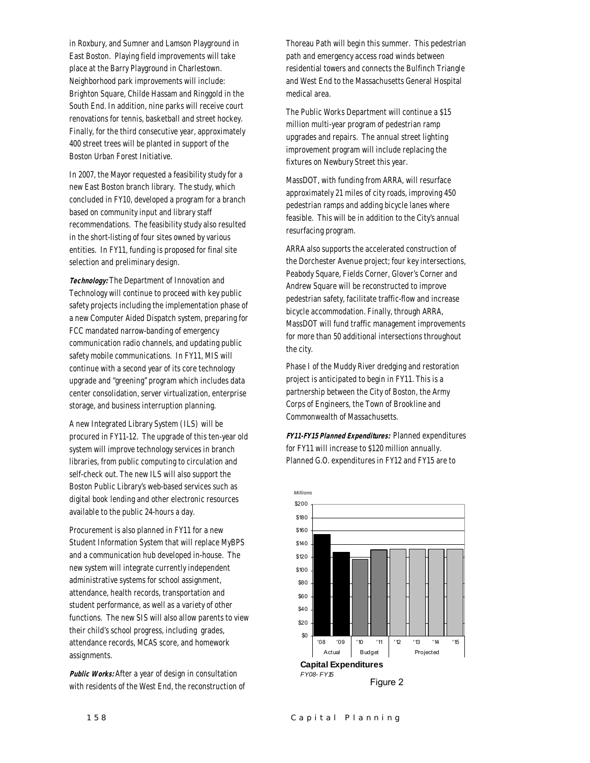in Roxbury, and Sumner and Lamson Playground in East Boston. Playing field improvements will take place at the Barry Playground in Charlestown. Neighborhood park improvements will include: Brighton Square, Childe Hassam and Ringgold in the South End. In addition, nine parks will receive court renovations for tennis, basketball and street hockey. Finally, for the third consecutive year, approximately 400 street trees will be planted in support of the Boston Urban Forest Initiative.

In 2007, the Mayor requested a feasibility study for a new East Boston branch library. The study, which concluded in FY10, developed a program for a branch based on community input and library staff recommendations. The feasibility study also resulted in the short-listing of four sites owned by various entities. In FY11, funding is proposed for final site selection and preliminary design.

***Technology:*** The Department of Innovation and Technology will continue to proceed with key public safety projects including the implementation phase of a new Computer Aided Dispatch system, preparing for FCC mandated narrow-banding of emergency communication radio channels, and updating public safety mobile communications. In FY11, MIS will continue with a second year of its core technology upgrade and "greening" program which includes data center consolidation, server virtualization, enterprise storage, and business interruption planning.

A new Integrated Library System (ILS) will be procured in FY11-12. The upgrade of this ten-year old system will improve technology services in branch libraries, from public computing to circulation and self-check out. The new ILS will also support the Boston Public Library's web-based services such as digital book lending and other electronic resources available to the public 24-hours a day.

Procurement is also planned in FY11 for a new Student Information System that will replace MyBPS and a communication hub developed in-house. The new system will integrate currently independent administrative systems for school assignment, attendance, health records, transportation and student performance, as well as a variety of other functions. The new SIS will also allow parents to view their child's school progress, including grades, attendance records, MCAS score, and homework assignments.

***Public Works:*** After a year of design in consultation with residents of the West End, the reconstruction of Thoreau Path will begin this summer. This pedestrian path and emergency access road winds between residential towers and connects the Bulfinch Triangle and West End to the Massachusetts General Hospital medical area.

The Public Works Department will continue a $15 million multi-year program of pedestrian ramp upgrades and repairs. The annual street lighting improvement program will include replacing the fixtures on Newbury Street this year.

MassDOT, with funding from ARRA, will resurface approximately 21 miles of city roads, improving 450 pedestrian ramps and adding bicycle lanes where feasible. This will be in addition to the City's annual resurfacing program.

ARRA also supports the accelerated construction of the Dorchester Avenue project; four key intersections, Peabody Square, Fields Corner, Glover's Corner and Andrew Square will be reconstructed to improve pedestrian safety, facilitate traffic-flow and increase bicycle accommodation. Finally, through ARRA, MassDOT will fund traffic management improvements for more than 50 additional intersections throughout the city.

Phase I of the Muddy River dredging and restoration project is anticipated to begin in FY11. This is a partnership between the City of Boston, the Army Corps of Engineers, the Town of Brookline and Commonwealth of Massachusetts.

***FY11-FY15 Planned Expenditures:*** Planned expenditures for FY11 will increase to $120 million annually. Planned G.O. expenditures in FY12 and FY15 are to

**Capital Expenditures**
*FY08-FY15*

Figure 2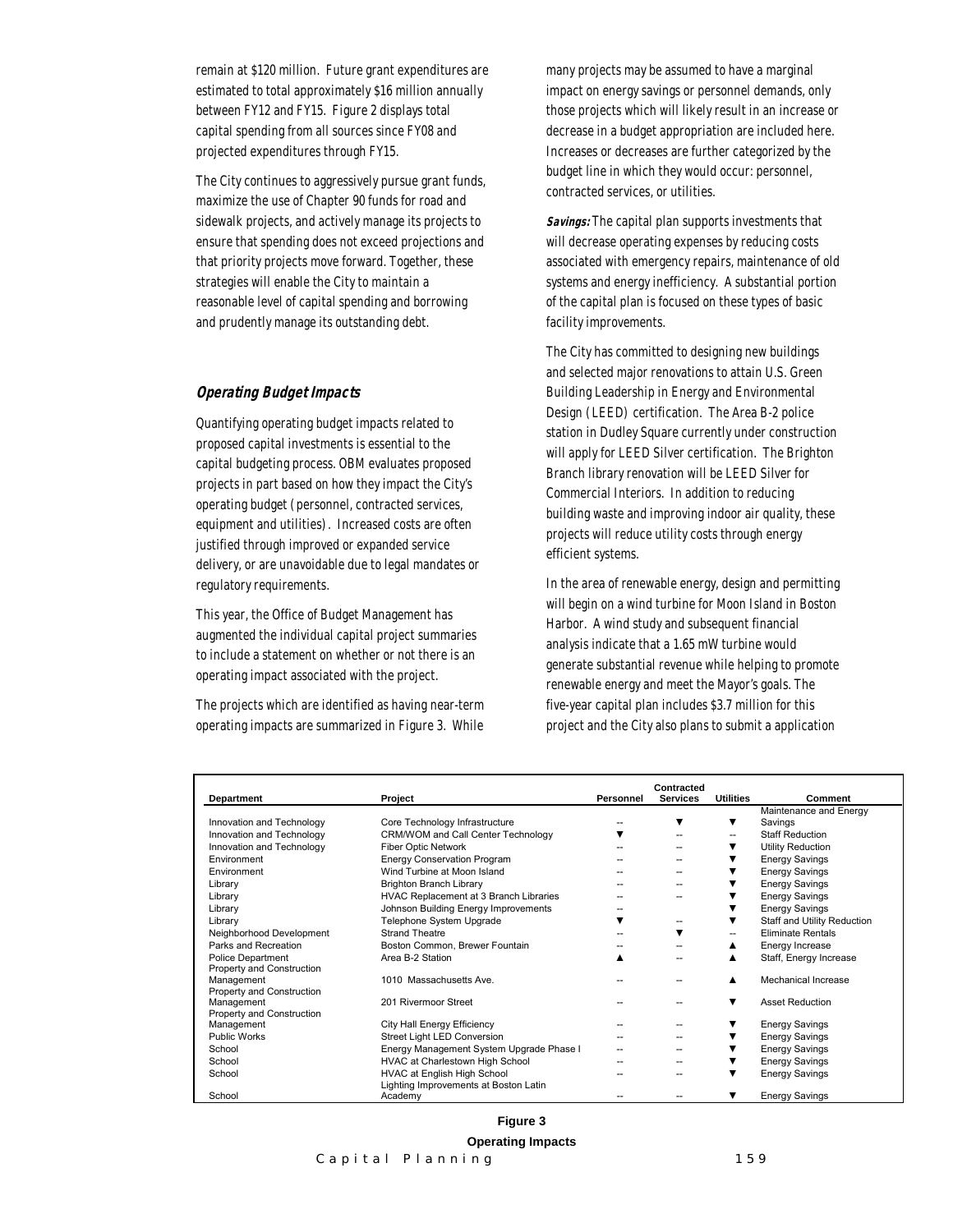remain at $120 million. Future grant expenditures are estimated to total approximately $16 million annually between FY12 and FY15. Figure 2 displays total capital spending from all sources since FY08 and projected expenditures through FY15.

The City continues to aggressively pursue grant funds, maximize the use of Chapter 90 funds for road and sidewalk projects, and actively manage its projects to ensure that spending does not exceed projections and that priority projects move forward. Together, these strategies will enable the City to maintain a reasonable level of capital spending and borrowing and prudently manage its outstanding debt.

## Operating Budget Impacts

Quantifying operating budget impacts related to proposed capital investments is essential to the capital budgeting process. OBM evaluates proposed projects in part based on how they impact the City's operating budget (personnel, contracted services, equipment and utilities). Increased costs are often justified through improved or expanded service delivery, or are unavoidable due to legal mandates or regulatory requirements.

This year, the Office of Budget Management has augmented the individual capital project summaries to include a statement on whether or not there is an operating impact associated with the project.

The projects which are identified as having near-term operating impacts are summarized in Figure 3. While many projects may be assumed to have a marginal impact on energy savings or personnel demands, only those projects which will likely result in an increase or decrease in a budget appropriation are included here. Increases or decreases are further categorized by the budget line in which they would occur: personnel, contracted services, or utilities.

***Savings:*** The capital plan supports investments that will decrease operating expenses by reducing costs associated with emergency repairs, maintenance of old systems and energy inefficiency. A substantial portion of the capital plan is focused on these types of basic facility improvements.

The City has committed to designing new buildings and selected major renovations to attain U.S. Green Building Leadership in Energy and Environmental Design (LEED) certification. The Area B-2 police station in Dudley Square currently under construction will apply for LEED Silver certification. The Brighton Branch library renovation will be LEED Silver for Commercial Interiors. In addition to reducing building waste and improving indoor air quality, these projects will reduce utility costs through energy efficient systems.

In the area of renewable energy, design and permitting will begin on a wind turbine for Moon Island in Boston Harbor. A wind study and subsequent financial analysis indicate that a 1.65 mW turbine would generate substantial revenue while helping to promote renewable energy and meet the Mayor's goals. The five-year capital plan includes $3.7 million for this project and the City also plans to submit a application

| Department | Project | Personnel | Contracted Services | Utilities | Comment |
|---|---|---|---|---|---|
| Innovation and Technology | Core Technology Infrastructure | -- | ▼ | ▼ | Maintenance and Energy Savings |
| Innovation and Technology | CRM/WOM and Call Center Technology | ▼ | -- | -- | Staff Reduction |
| Innovation and Technology | Fiber Optic Network | -- | -- | ▼ | Utility Reduction |
| Environment | Energy Conservation Program | -- | -- | ▼ | Energy Savings |
| Environment | Wind Turbine at Moon Island | -- | -- | ▼ | Energy Savings |
| Library | Brighton Branch Library | -- | -- | ▼ | Energy Savings |
| Library | HVAC Replacement at 3 Branch Libraries | -- | -- | ▼ | Energy Savings |
| Library | Johnson Building Energy Improvements | -- | | ▼ | Energy Savings |
| Library | Telephone System Upgrade | ▼ | -- | ▼ | Staff and Utility Reduction |
| Neighborhood Development | Strand Theatre | -- | ▼ | -- | Eliminate Rentals |
| Parks and Recreation | Boston Common, Brewer Fountain | -- | -- | ▲ | Energy Increase |
| Police Department | Area B-2 Station | ▲ | -- | ▲ | Staff, Energy Increase |
| Property and Construction Management | 1010 Massachusetts Ave. | -- | -- | ▲ | Mechanical Increase |
| Property and Construction Management | 201 Rivermoor Street | -- | -- | ▼ | Asset Reduction |
| Property and Construction Management | City Hall Energy Efficiency | -- | -- | ▼ | Energy Savings |
| Public Works | Street Light LED Conversion | -- | -- | ▼ | Energy Savings |
| School | Energy Management System Upgrade Phase I | -- | -- | ▼ | Energy Savings |
| School | HVAC at Charlestown High School | -- | -- | ▼ | Energy Savings |
| School | HVAC at English High School | -- | -- | ▼ | Energy Savings |
| School | Lighting Improvements at Boston Latin Academy | -- | -- | ▼ | Energy Savings |

**Figure 3**

**Operating Impacts**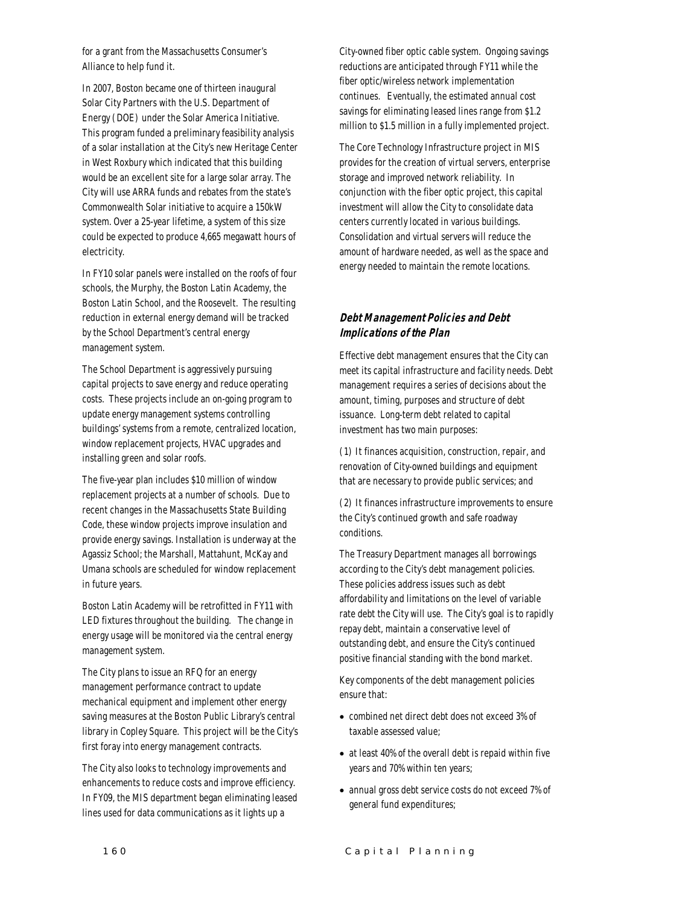for a grant from the Massachusetts Consumer's Alliance to help fund it.

In 2007, Boston became one of thirteen inaugural Solar City Partners with the U.S. Department of Energy (DOE) under the Solar America Initiative. This program funded a preliminary feasibility analysis of a solar installation at the City's new Heritage Center in West Roxbury which indicated that this building would be an excellent site for a large solar array. The City will use ARRA funds and rebates from the state's Commonwealth Solar initiative to acquire a 150kW system. Over a 25-year lifetime, a system of this size could be expected to produce 4,665 megawatt hours of electricity.

In FY10 solar panels were installed on the roofs of four schools, the Murphy, the Boston Latin Academy, the Boston Latin School, and the Roosevelt. The resulting reduction in external energy demand will be tracked by the School Department's central energy management system.

The School Department is aggressively pursuing capital projects to save energy and reduce operating costs. These projects include an on-going program to update energy management systems controlling buildings' systems from a remote, centralized location, window replacement projects, HVAC upgrades and installing green and solar roofs.

The five-year plan includes $10 million of window replacement projects at a number of schools. Due to recent changes in the Massachusetts State Building Code, these window projects improve insulation and provide energy savings. Installation is underway at the Agassiz School; the Marshall, Mattahunt, McKay and Umana schools are scheduled for window replacement in future years.

Boston Latin Academy will be retrofitted in FY11 with LED fixtures throughout the building. The change in energy usage will be monitored via the central energy management system.

The City plans to issue an RFQ for an energy management performance contract to update mechanical equipment and implement other energy saving measures at the Boston Public Library's central library in Copley Square. This project will be the City's first foray into energy management contracts.

The City also looks to technology improvements and enhancements to reduce costs and improve efficiency. In FY09, the MIS department began eliminating leased lines used for data communications as it lights up a City-owned fiber optic cable system. Ongoing savings reductions are anticipated through FY11 while the fiber optic/wireless network implementation continues. Eventually, the estimated annual cost savings for eliminating leased lines range from $1.2 million to $1.5 million in a fully implemented project.

The Core Technology Infrastructure project in MIS provides for the creation of virtual servers, enterprise storage and improved network reliability. In conjunction with the fiber optic project, this capital investment will allow the City to consolidate data centers currently located in various buildings. Consolidation and virtual servers will reduce the amount of hardware needed, as well as the space and energy needed to maintain the remote locations.

### Debt Management Policies and Debt Implications of the Plan

Effective debt management ensures that the City can meet its capital infrastructure and facility needs. Debt management requires a series of decisions about the amount, timing, purposes and structure of debt issuance. Long-term debt related to capital investment has two main purposes:

(1) It finances acquisition, construction, repair, and renovation of City-owned buildings and equipment that are necessary to provide public services; and

(2) It finances infrastructure improvements to ensure the City's continued growth and safe roadway conditions.

The Treasury Department manages all borrowings according to the City's debt management policies. These policies address issues such as debt affordability and limitations on the level of variable rate debt the City will use. The City's goal is to rapidly repay debt, maintain a conservative level of outstanding debt, and ensure the City's continued positive financial standing with the bond market.

Key components of the debt management policies ensure that:

- combined net direct debt does not exceed 3% of taxable assessed value;
- at least 40% of the overall debt is repaid within five years and 70% within ten years;
- annual gross debt service costs do not exceed 7% of general fund expenditures;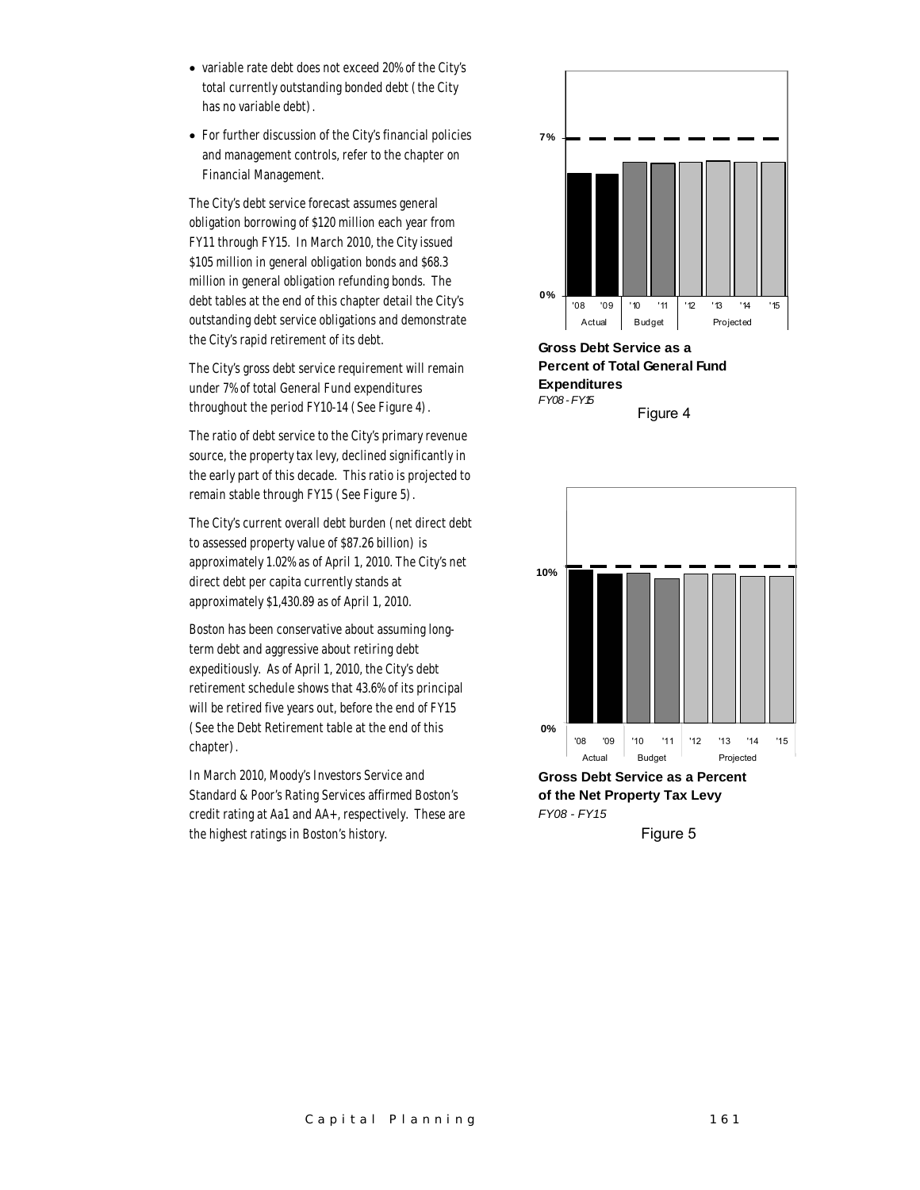- variable rate debt does not exceed 20% of the City's total currently outstanding bonded debt (the City has no variable debt).
- For further discussion of the City's financial policies and management controls, refer to the chapter on Financial Management.

The City's debt service forecast assumes general obligation borrowing of $120 million each year from FY11 through FY15. In March 2010, the City issued $105 million in general obligation bonds and $68.3 million in general obligation refunding bonds. The debt tables at the end of this chapter detail the City's outstanding debt service obligations and demonstrate the City's rapid retirement of its debt.

The City's gross debt service requirement will remain under 7% of total General Fund expenditures throughout the period FY10-14 (See Figure 4).

The ratio of debt service to the City's primary revenue source, the property tax levy, declined significantly in the early part of this decade. This ratio is projected to remain stable through FY15 (See Figure 5).

The City's current overall debt burden (net direct debt to assessed property value of $87.26 billion) is approximately 1.02% as of April 1, 2010. The City's net direct debt per capita currently stands at approximately $1,430.89 as of April 1, 2010.

Boston has been conservative about assuming long-term debt and aggressive about retiring debt expeditiously. As of April 1, 2010, the City's debt retirement schedule shows that 43.6% of its principal will be retired five years out, before the end of FY15 (See the Debt Retirement table at the end of this chapter).

In March 2010, Moody's Investors Service and Standard & Poor's Rating Services affirmed Boston's credit rating at Aa1 and AA+, respectively. These are the highest ratings in Boston's history.

**Gross Debt Service as a Percent of Total General Fund Expenditures**
*FY08 - FY15*

Figure 4

**Gross Debt Service as a Percent of the Net Property Tax Levy**
*FY08 - FY15*

Figure 5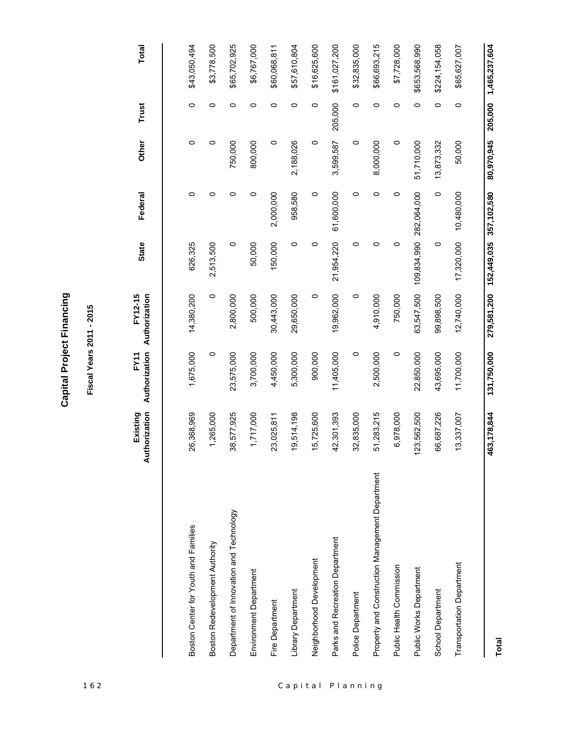# Capital Project Financing

## Fiscal Years 2011 - 2015

| | Existing Authorization | FY11 Authorization | FY12-15 Authorization | State | Federal | Other | Trust | Total |
|---|---|---|---|---|---|---|---|---|
| Boston Center for Youth and Families | 26,368,969 | 1,675,000 | 14,380,200 | 626,325 | 0 | 0 | 0 | $43,050,494 |
| Boston Redevelopment Authority | 1,265,000 | 0 | 0 | 2,513,500 | 0 | 0 | 0 | $3,778,500 |
| Department of Innovation and Technology | 38,577,925 | 23,575,000 | 2,800,000 | 0 | 0 | 750,000 | 0 | $65,702,925 |
| Environment Department | 1,717,000 | 3,700,000 | 500,000 | 50,000 | 0 | 800,000 | 0 | $6,767,000 |
| Fire Department | 23,025,811 | 4,450,000 | 30,443,000 | 150,000 | 2,000,000 | 0 | 0 | $60,068,811 |
| Library Department | 19,514,198 | 5,300,000 | 29,650,000 | 0 | 958,580 | 2,188,026 | 0 | $57,610,804 |
| Neighborhood Development | 15,725,600 | 900,000 | 0 | 0 | 0 | 0 | 0 | $16,625,600 |
| Parks and Recreation Department | 42,301,393 | 11,405,000 | 19,962,000 | 21,954,220 | 61,600,000 | 3,599,587 | 205,000 | $161,027,200 |
| Police Department | 32,835,000 | 0 | 0 | 0 | 0 | 0 | 0 | $32,835,000 |
| Property and Construction Management Department | 51,283,215 | 2,500,000 | 4,910,000 | 0 | 0 | 8,000,000 | 0 | $66,693,215 |
| Public Health Commission | 6,978,000 | 0 | 750,000 | 0 | 0 | 0 | 0 | $7,728,000 |
| Public Works Department | 123,562,500 | 22,850,000 | 63,547,500 | 109,834,990 | 282,064,000 | 51,710,000 | 0 | $653,568,990 |
| School Department | 66,687,226 | 43,695,000 | 99,898,500 | 0 | 0 | 13,873,332 | 0 | $224,154,058 |
| Transportation Department | 13,337,007 | 11,700,000 | 12,740,000 | 17,320,000 | 10,480,000 | 50,000 | 0 | $65,627,007 |
| **Total** | **463,178,844** | **131,750,000** | **279,581,200** | **152,449,035** | **357,102,580** | **80,970,945** | **205,000** | **1,465,237,604** |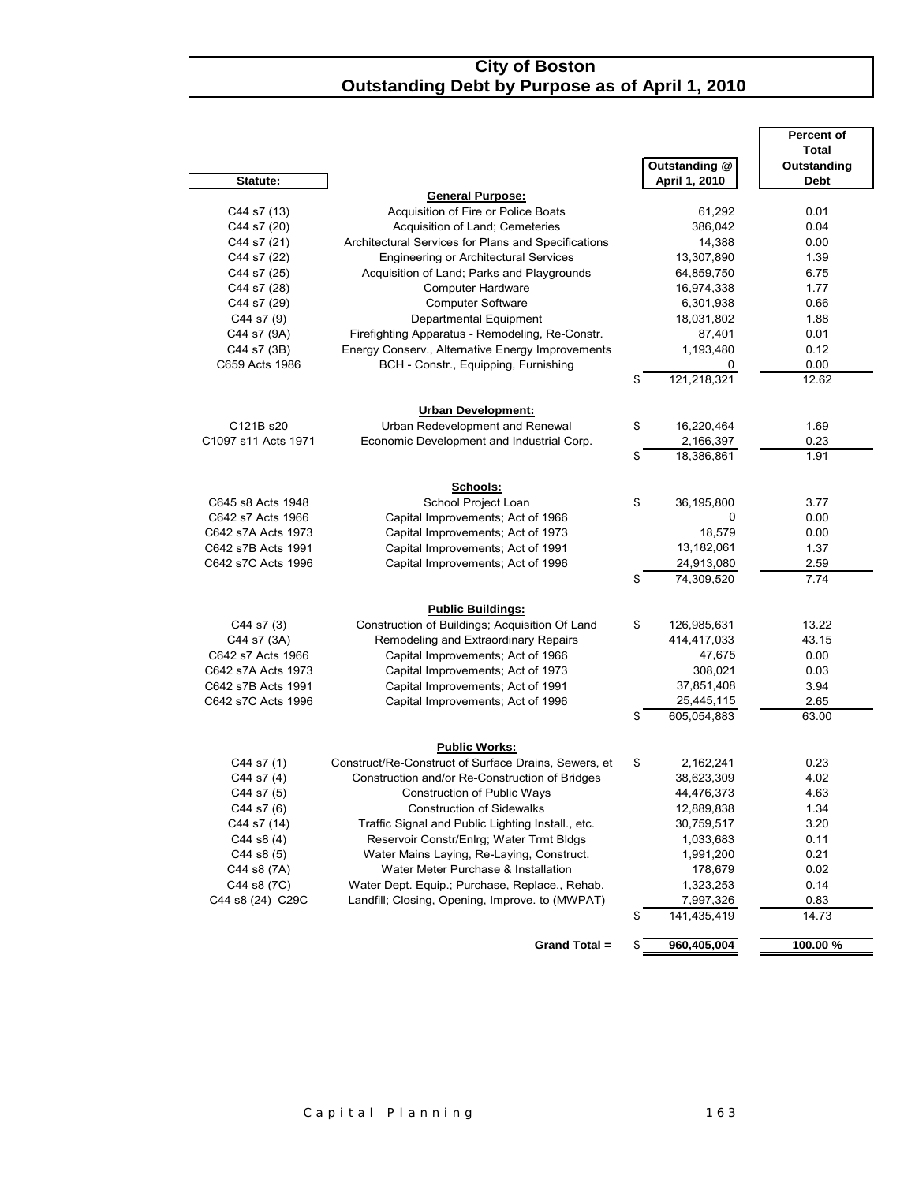# City of Boston
## Outstanding Debt by Purpose as of April 1, 2010

| Statute: | | Outstanding @ April 1, 2010 | Percent of Total Outstanding Debt |
|---|---|---|---|
| | **General Purpose:** | | |
| C44 s7 (13) | Acquisition of Fire or Police Boats | 61,292 | 0.01 |
| C44 s7 (20) | Acquisition of Land; Cemeteries | 386,042 | 0.04 |
| C44 s7 (21) | Architectural Services for Plans and Specifications | 14,388 | 0.00 |
| C44 s7 (22) | Engineering or Architectural Services | 13,307,890 | 1.39 |
| C44 s7 (25) | Acquisition of Land; Parks and Playgrounds | 64,859,750 | 6.75 |
| C44 s7 (28) | Computer Hardware | 16,974,338 | 1.77 |
| C44 s7 (29) | Computer Software | 6,301,938 | 0.66 |
| C44 s7 (9) | Departmental Equipment | 18,031,802 | 1.88 |
| C44 s7 (9A) | Firefighting Apparatus - Remodeling, Re-Constr. | 87,401 | 0.01 |
| C44 s7 (3B) | Energy Conserv., Alternative Energy Improvements | 1,193,480 | 0.12 |
| C659 Acts 1986 | BCH - Constr., Equipping, Furnishing | 0 | 0.00 |
| | | $ 121,218,321 | 12.62 |
| | **Urban Development:** | | |
| C121B s20 | Urban Redevelopment and Renewal | $ 16,220,464 | 1.69 |
| C1097 s11 Acts 1971 | Economic Development and Industrial Corp. | 2,166,397 | 0.23 |
| | | $ 18,386,861 | 1.91 |
| | **Schools:** | | |
| C645 s8 Acts 1948 | School Project Loan | $ 36,195,800 | 3.77 |
| C642 s7 Acts 1966 | Capital Improvements; Act of 1966 | 0 | 0.00 |
| C642 s7A Acts 1973 | Capital Improvements; Act of 1973 | 18,579 | 0.00 |
| C642 s7B Acts 1991 | Capital Improvements; Act of 1991 | 13,182,061 | 1.37 |
| C642 s7C Acts 1996 | Capital Improvements; Act of 1996 | 24,913,080 | 2.59 |
| | | $ 74,309,520 | 7.74 |
| | **Public Buildings:** | | |
| C44 s7 (3) | Construction of Buildings; Acquisition Of Land | $ 126,985,631 | 13.22 |
| C44 s7 (3A) | Remodeling and Extraordinary Repairs | 414,417,033 | 43.15 |
| C642 s7 Acts 1966 | Capital Improvements; Act of 1966 | 47,675 | 0.00 |
| C642 s7A Acts 1973 | Capital Improvements; Act of 1973 | 308,021 | 0.03 |
| C642 s7B Acts 1991 | Capital Improvements; Act of 1991 | 37,851,408 | 3.94 |
| C642 s7C Acts 1996 | Capital Improvements; Act of 1996 | 25,445,115 | 2.65 |
| | | $ 605,054,883 | 63.00 |
| | **Public Works:** | | |
| C44 s7 (1) | Construct/Re-Construct of Surface Drains, Sewers, et | $ 2,162,241 | 0.23 |
| C44 s7 (4) | Construction and/or Re-Construction of Bridges | 38,623,309 | 4.02 |
| C44 s7 (5) | Construction of Public Ways | 44,476,373 | 4.63 |
| C44 s7 (6) | Construction of Sidewalks | 12,889,838 | 1.34 |
| C44 s7 (14) | Traffic Signal and Public Lighting Install., etc. | 30,759,517 | 3.20 |
| C44 s8 (4) | Reservoir Constr/Enlrg; Water Trmt Bldgs | 1,033,683 | 0.11 |
| C44 s8 (5) | Water Mains Laying, Re-Laying, Construct. | 1,991,200 | 0.21 |
| C44 s8 (7A) | Water Meter Purchase & Installation | 178,679 | 0.02 |
| C44 s8 (7C) | Water Dept. Equip.; Purchase, Replace., Rehab. | 1,323,253 | 0.14 |
| C44 s8 (24) C29C | Landfill; Closing, Opening, Improve. to (MWPAT) | 7,997,326 | 0.83 |
| | | $ 141,435,419 | 14.73 |
| | **Grand Total =** | **$ 960,405,004** | **100.00 %** |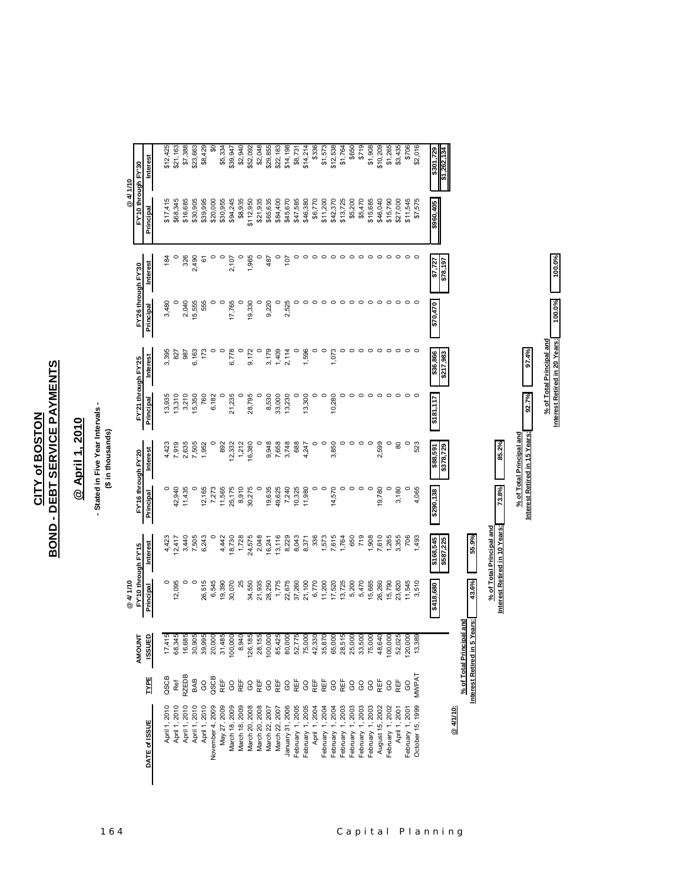# CITY of BOSTON
# BOND - DEBT SERVICE PAYMENTS

## @ April 1, 2010

**- Stated in Five Year Intervals -**
**($ in thousands)**

| DATE of ISSUE | TYPE | AMOUNT ISSUED | @ 4/1/10 FY'10 through FY'15 Principal | Interest | FY'16 through FY'20 Principal | Interest | FY'21 through FY'25 Principal | Interest | FY'26 through FY'30 Principal | Interest | @ 4/1/10 FY'10 through FY'30 Principal | Interest |
|---|---|---|---|---|---|---|---|---|---|---|---|---|
| April 1, 2010 | QSCB | 17,415 | 0 | 4,423 | 0 | 4,423 | 13,935 | 3,395 | 3,480 | 184 | $17,415 | $12,425 |
| April 1, 2010 | Ref | 68,345 | 12,095 | 12,417 | 42,940 | 7,919 | 13,310 | 827 | 0 | 0 | $68,345 | $21,163 |
| April 1, 2010 | RZEDB | 16,685 | 0 | 3,440 | 11,435 | 2,635 | 3,210 | 987 | 2,040 | 326 | $16,685 | $7,388 |
| April 1, 2010 | BAB | 30,905 | 0 | 7,505 | 0 | 7,505 | 15,350 | 6,163 | 15,555 | 2,490 | $30,905 | $23,663 |
| April 1, 2010 | GO | 39,995 | 26,515 | 6,243 | 12,165 | 1,952 | 760 | 173 | 555 | 61 | $39,995 | $8,429 |
| November 4, 2009 | QSCB | 20,000 | 6,545 | 0 | 7,273 | 0 | 6,182 | 0 | 0 | 0 | $20,000 | $0 |
| May 27, 2009 | REF | 31,485 | 19,390 | 4,442 | 11,565 | 892 | 0 | 0 | 0 | 0 | $30,955 | $5,334 |
| March 18, 2009 | GO | 100,000 | 30,070 | 18,730 | 25,175 | 12,332 | 21,235 | 6,778 | 17,765 | 2,107 | $94,245 | $39,947 |
| March 18, 2009 | REF | 8,940 | 25 | 1,728 | 8,910 | 1,212 | 0 | 0 | 0 | 0 | $8,935 | $2,940 |
| March 20, 2008 | GO | 126,185 | 34,550 | 24,575 | 30,275 | 16,380 | 28,795 | 9,172 | 19,330 | 1,965 | $112,950 | $52,092 |
| March 20, 2008 | REF | 28,155 | 21,935 | 2,048 | 0 | 0 | 0 | 0 | 0 | 0 | $21,935 | $2,048 |
| March 22, 2007 | GO | 100,000 | 28,250 | 16,241 | 19,635 | 9,948 | 8,530 | 3,179 | 9,220 | 487 | $65,635 | $29,855 |
| March 22, 2007 | REF | 85,425 | 1,775 | 13,116 | 49,625 | 7,658 | 33,000 | 1,409 | 0 | 0 | $84,400 | $22,183 |
| January 31, 2006 | GO | 80,000 | 22,675 | 8,229 | 7,240 | 3,748 | 13,230 | 2,114 | 2,525 | 107 | $45,670 | $14,198 |
| February 1, 2005 | REF | 52,775 | 37,260 | 8,043 | 10,325 | 688 | 0 | 0 | 0 | 0 | $47,585 | $8,731 |
| February 1, 2005 | GO | 75,000 | 21,100 | 8,371 | 11,980 | 4,247 | 13,300 | 1,596 | 0 | 0 | $46,380 | $14,214 |
| April 1, 2004 | REF | 42,330 | 6,770 | 336 | 0 | 0 | 0 | 0 | 0 | 0 | $6,770 | $336 |
| February 1, 2004 | REF | 35,870 | 11,200 | 1,573 | 0 | 0 | 0 | 0 | 0 | 0 | $11,200 | $1,573 |
| February 1, 2004 | GO | 65,000 | 17,520 | 7,615 | 14,570 | 3,850 | 10,280 | 1,073 | 0 | 0 | $42,370 | $12,538 |
| February 1, 2003 | REF | 28,515 | 13,725 | 1,764 | 0 | 0 | 0 | 0 | 0 | 0 | $13,725 | $1,764 |
| February 1, 2003 | GO | 25,000 | 5,200 | 650 | 0 | 0 | 0 | 0 | 0 | 0 | $5,200 | $650 |
| February 1, 2003 | GO | 33,500 | 5,470 | 719 | 0 | 0 | 0 | 0 | 0 | 0 | $5,470 | $719 |
| February 1, 2003 | GO | 75,000 | 15,685 | 1,908 | 0 | 0 | 0 | 0 | 0 | 0 | $15,685 | $1,908 |
| August 15, 2002 | REF | 48,640 | 26,260 | 7,610 | 19,780 | 2,599 | 0 | 0 | 0 | 0 | $46,040 | $10,209 |
| February 1, 2002 | GO | 100,000 | 15,790 | 1,265 | 0 | 0 | 0 | 0 | 0 | 0 | $15,790 | $1,265 |
| April 1, 2001 | REF | 52,025 | 23,820 | 3,355 | 3,180 | 80 | 0 | 0 | 0 | 0 | $27,000 | $3,435 |
| February 1, 2001 | GO | 120,000 | 11,545 | 706 | 0 | 0 | 0 | 0 | 0 | 0 | $11,545 | $706 |
| October 15, 1999 | MWPAT | 13,389 | 3,510 | 1,493 | 4,065 | 523 | 0 | 0 | 0 | 0 | $7,575 | $2,016 |
| | | | **$418,680** | **$168,545** | **$290,138** | **$88,591** | **$181,117** | **$36,866** | **$70,470** | **$7,727** | **$960,405** | **$301,729** |
| | | | | **$587,225** | | **$378,729** | | **$217,983** | | **$78,197** | | **$1,262,134** |

**@ 4/1/10:**

| | |
|---|---|
| % of Total Principal and Interest Retired in 5 Years: | 43.6% |
| % of Total Principal and Interest Retired in 10 Years: | 55.9% |
| % of Total Principal and Interest Retired in 15 Years: | 73.8% / 85.2% |
| % of Total Principal and Interest Retired in 20 Years: | 92.7% / 97.4% |
| | 100.0% / 100.0% |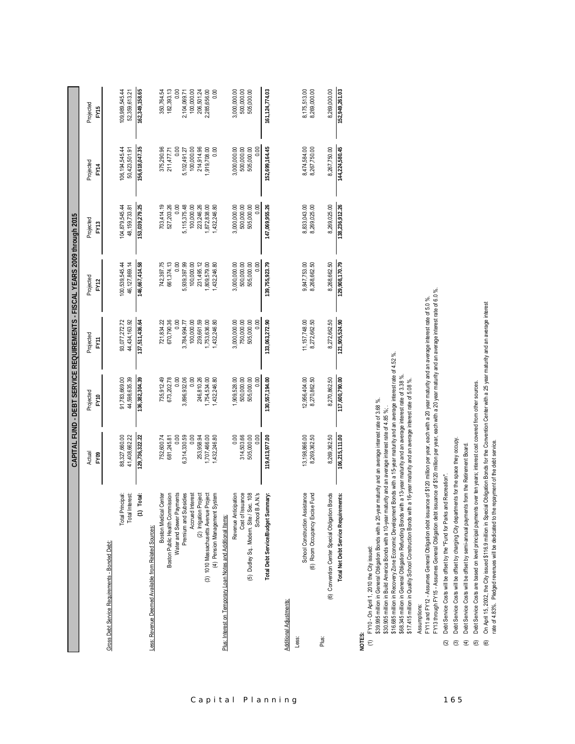# CAPITAL FUND - DEBT SERVICE REQUIREMENTS - FISCAL YEARS 2009 through 2015

| | Actual FY09 | Projected FY10 | Projected FY11 | Projected FY12 | Projected FY13 | Projected FY14 | Projected FY15 |
|---|---|---|---|---|---|---|---|
| **Gross Debt Service Requirements - Bonded Debt:** | | | | | | | |
| Total Principal: | 88,327,660.00 | 91,783,669.00 | 93,077,272.72 | 100,539,545.44 | 104,879,545.44 | 106,194,545.44 | 109,989,545.44 |
| Total Interest: | 41,408,662.22 | 44,598,635.39 | 44,434,163.92 | 46,127,869.14 | 48,159,733.81 | 50,423,501.91 | 52,359,613.21 |
| (1) Total: | 129,736,322.22 | 136,382,304.39 | 137,511,436.64 | 146,667,414.58 | 153,039,279.25 | 156,618,047.35 | 162,349,158.65 |
| **Less: Revenue Deemed Available from Related Sources:** | | | | | | | |
| Boston Medical Center | 752,600.74 | 735,912.49 | 721,834.22 | 742,397.75 | 703,414.19 | 375,290.96 | 350,764.54 |
| Boston Public Health Commission | 681,245.81 | 673,202.78 | 670,790.36 | 661,374.13 | 527,203.26 | 211,477.71 | 182,393.13 |
| Water and Sewer Payments | 0.00 | 0.00 | 0.00 | 0.00 | 0.00 | 0.00 | 0.00 |
| Premium and Subsidies | 6,314,330.59 | 3,896,932.06 | 3,784,994.77 | 5,939,397.99 | 5,115,375.48 | 5,102,491.27 | 2,104,069.71 |
| Accrued Interest | 0.00 | 0.00 | 100,000.00 | 100,000.00 | 100,000.00 | 100,000.00 | 100,000.00 |
| (2) Irrigation Project | 253,958.94 | 246,810.26 | 239,661.59 | 231,495.12 | 223,246.26 | 214,914.96 | 206,501.24 |
| (3) 1010 Massachusetts Avenue Project | 1,707,466.00 | 1,754,534.00 | 1,753,636.00 | 1,809,579.00 | 1,872,838.00 | 1,919,708.00 | 2,285,656.00 |
| (4) Pension Management System | 1,432,246.80 | 1,432,246.80 | 1,432,246.80 | 1,432,246.80 | 1,432,246.80 | 0.00 | 0.00 |
| **Plus: Interest on Temporary Loan Notes and Additional Items:** | | | | | | | |
| Revenue Anticipation | 0.00 | 1,909,528.00 | 3,000,000.00 | 3,000,000.00 | 3,000,000.00 | 3,000,000.00 | 3,000,000.00 |
| Cost of Issuance | 314,503.66 | 500,000.00 | 750,000.00 | 500,000.00 | 500,000.00 | 500,000.00 | 500,000.00 |
| (5) Dudley Sq., Modern. Site / Sec. 108 | 505,000.00 | 505,000.00 | 505,000.00 | 505,000.00 | 505,000.00 | 505,000.00 | 505,000.00 |
| School B.A.N.'s | 0.00 | 0.00 | 0.00 | 0.00 | 0.00 | 0.00 | |
| **Total Debt Service/Budget Summary:** | 119,413,977.00 | 130,557,194.00 | 133,063,272.90 | 139,755,923.79 | 147,069,955.26 | 152,699,164.45 | 161,124,774.03 |
| **Additional Adjustments:** | | | | | | | |
| Less: | | | | | | | |
| School Construction Assistance | 13,198,866.00 | 12,956,404.00 | 11,157,748.00 | 9,847,753.00 | 8,833,043.00 | 8,474,584.00 | 8,175,513.00 |
| (6) Room Occupancy Excise Fund | 8,269,362.50 | 8,270,862.50 | 8,272,662.50 | 8,268,662.50 | 8,269,025.00 | 8,267,750.00 | 8,269,000.00 |
| Plus: | | | | | | | |
| (6) Convention Center Special Obligation Bonds | 8,269,362.50 | 8,270,862.50 | 8,272,662.50 | 8,268,662.50 | 8,269,025.00 | 8,267,750.00 | 8,269,000.00 |
| **Total Net Debt Service Requirements:** | 106,215,111.00 | 117,600,790.00 | 121,905,524.90 | 129,908,170.79 | 138,236,912.26 | 144,224,580.45 | 152,949,261.03 |

**NOTES:**

(1) FY10 - On April 1, 2010 the City issued:
$39.995 million in General Obligation Bonds with a 20-year maturity and an average interest rate of 3.68 %.
$30.905 million in Build America Bonds with a 10-year maturity and an average interest rate of 4.85 %;.
$16.685 million in Recovery Zone Economic Development Bonds with a 15-year maturity and an average interest rate of 4.52 %.
$68.345 million in General Obligation Refunding Bonds with a 13-year maturity and an average interest rate of 3.38 %.
$17.415 million in Quality School Construction Bonds with a 16-year maturity and an average interest rate of 5.08 %.

Assumptions:
FY11 and FY12 - Assumes General Obligation debt issuance of $120 million per year, each with a 20 year maturity and an average interest rate of 5.0 %.
FY13 through FY15 - Assumes General Obligation debt issuance of $120 million per year, each with a 20 year maturity and an average interest rate of 6.0 %.

(2) Debt Service Costs will be offset by the "Fund for Parks and Recreation".

(3) Debt Service Costs will be offset by charging City departments for the space they occupy.

(4) Debt Service Costs will be offset by semi-annual payments from the Retirement Board.

(5) Debt Service Costs are based on level principal payments over ten years; interest cost covered from other sources.

(6) On April 15, 2002, the City issued $116.9 million in Special Obligation Bonds for the Convention Center with a 25 year maturity and an average interest rate of 4.83%. Pledged revenues will be dedicated to the repayment of the debt service.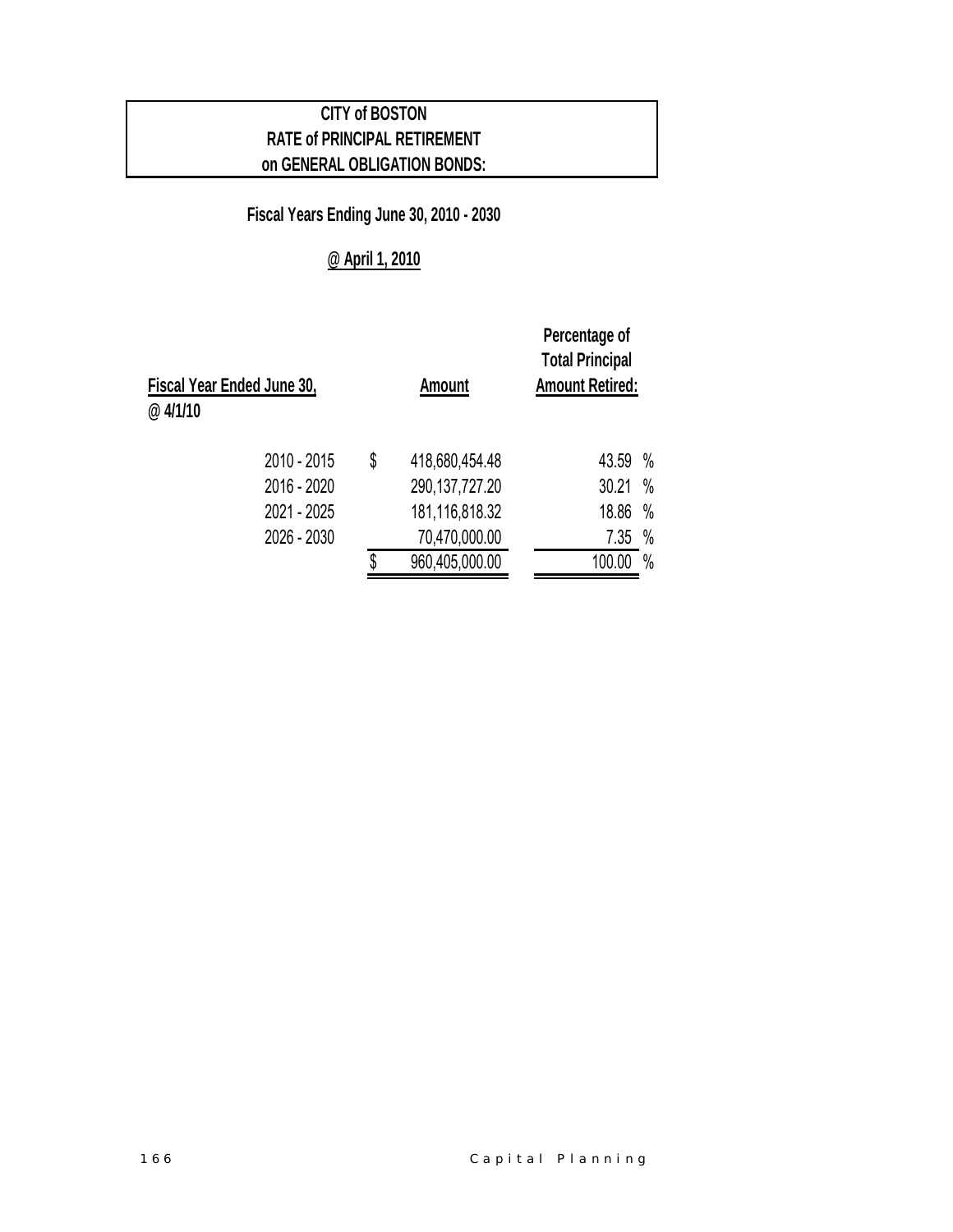# CITY of BOSTON
# RATE of PRINCIPAL RETIREMENT
# on GENERAL OBLIGATION BONDS:

**Fiscal Years Ending June 30, 2010 - 2030**

**@ April 1, 2010**

| Fiscal Year Ended June 30, @ 4/1/10 | | Amount | Percentage of Total Principal Amount Retired: | |
|---|---|---|---|---|
| 2010 - 2015 | $ | 418,680,454.48 | 43.59 | % |
| 2016 - 2020 | | 290,137,727.20 | 30.21 | % |
| 2021 - 2025 | | 181,116,818.32 | 18.86 | % |
| 2026 - 2030 | | 70,470,000.00 | 7.35 | % |
| | $ | 960,405,000.00 | 100.00 | % |